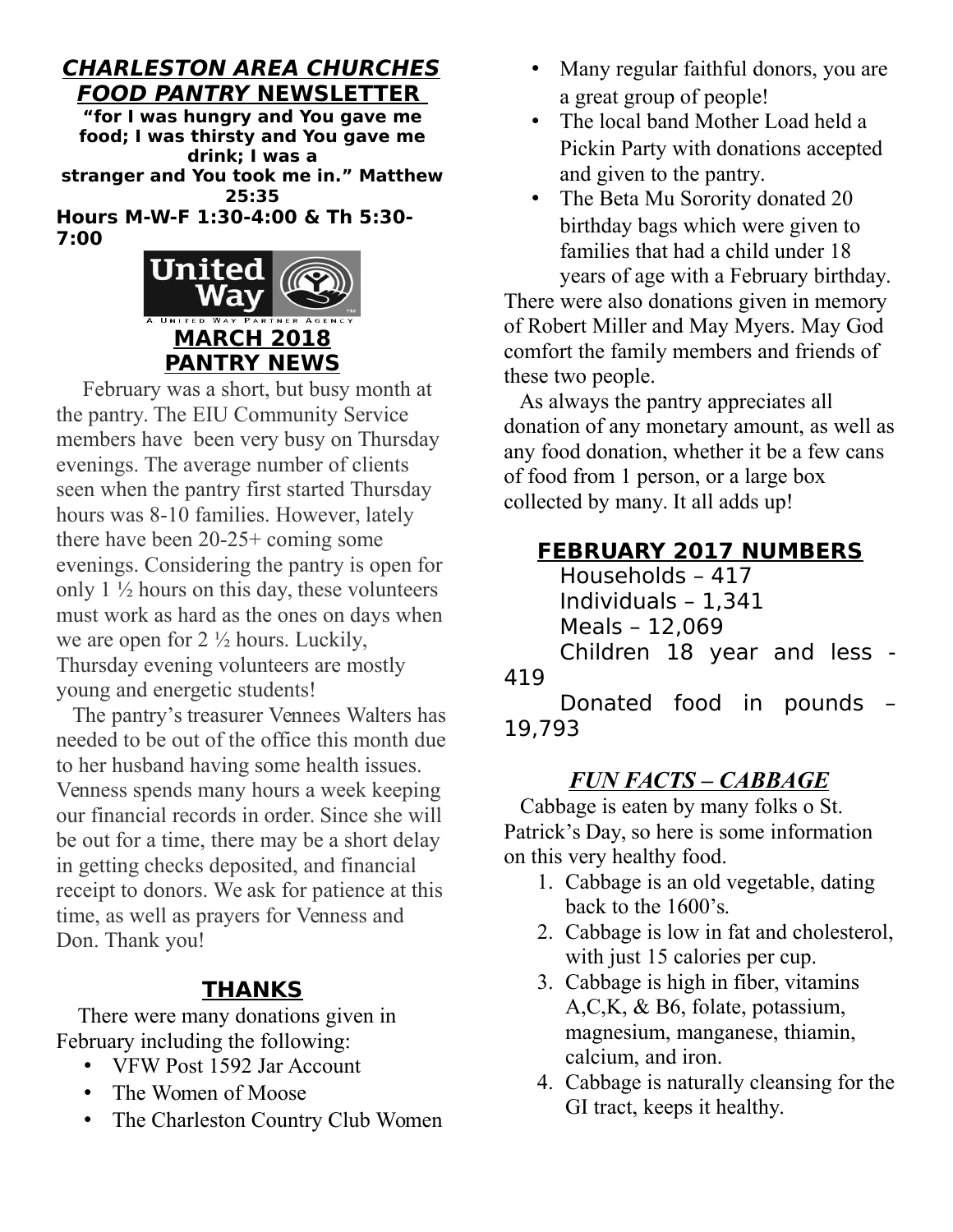# *CHARLESTON AREA CHURCHES FOOD PANTRY* NEWSLETTER

**"for I was hungry and You gave me food; I was thirsty and You gave me drink; I was a stranger and You took me in." Matthew 25:35**

**Hours M-W-F 1:30-4:00 & Th 5:30-7:00**

United Way
A United Way Partner Agency

## MARCH 2018 PANTRY NEWS

February was a short, but busy month at the pantry. The EIU Community Service members have been very busy on Thursday evenings. The average number of clients seen when the pantry first started Thursday hours was 8-10 families. However, lately there have been 20-25+ coming some evenings. Considering the pantry is open for only 1 ½ hours on this day, these volunteers must work as hard as the ones on days when we are open for 2 ½ hours. Luckily, Thursday evening volunteers are mostly young and energetic students!

The pantry's treasurer Vennees Walters has needed to be out of the office this month due to her husband having some health issues. Venness spends many hours a week keeping our financial records in order. Since she will be out for a time, there may be a short delay in getting checks deposited, and financial receipt to donors. We ask for patience at this time, as well as prayers for Venness and Don. Thank you!

## THANKS

There were many donations given in February including the following:

- VFW Post 1592 Jar Account
- The Women of Moose
- The Charleston Country Club Women
- Many regular faithful donors, you are a great group of people!
- The local band Mother Load held a Pickin Party with donations accepted and given to the pantry.
- The Beta Mu Sorority donated 20 birthday bags which were given to families that had a child under 18 years of age with a February birthday.

There were also donations given in memory of Robert Miller and May Myers. May God comfort the family members and friends of these two people.

As always the pantry appreciates all donation of any monetary amount, as well as any food donation, whether it be a few cans of food from 1 person, or a large box collected by many. It all adds up!

## FEBRUARY 2017 NUMBERS

Households – 417
Individuals – 1,341
Meals – 12,069
Children 18 year and less - 419
Donated food in pounds – 19,793

## *FUN FACTS – CABBAGE*

Cabbage is eaten by many folks o St. Patrick's Day, so here is some information on this very healthy food.

1. Cabbage is an old vegetable, dating back to the 1600's.
2. Cabbage is low in fat and cholesterol, with just 15 calories per cup.
3. Cabbage is high in fiber, vitamins A,C,K, & B6, folate, potassium, magnesium, manganese, thiamin, calcium, and iron.
4. Cabbage is naturally cleansing for the GI tract, keeps it healthy.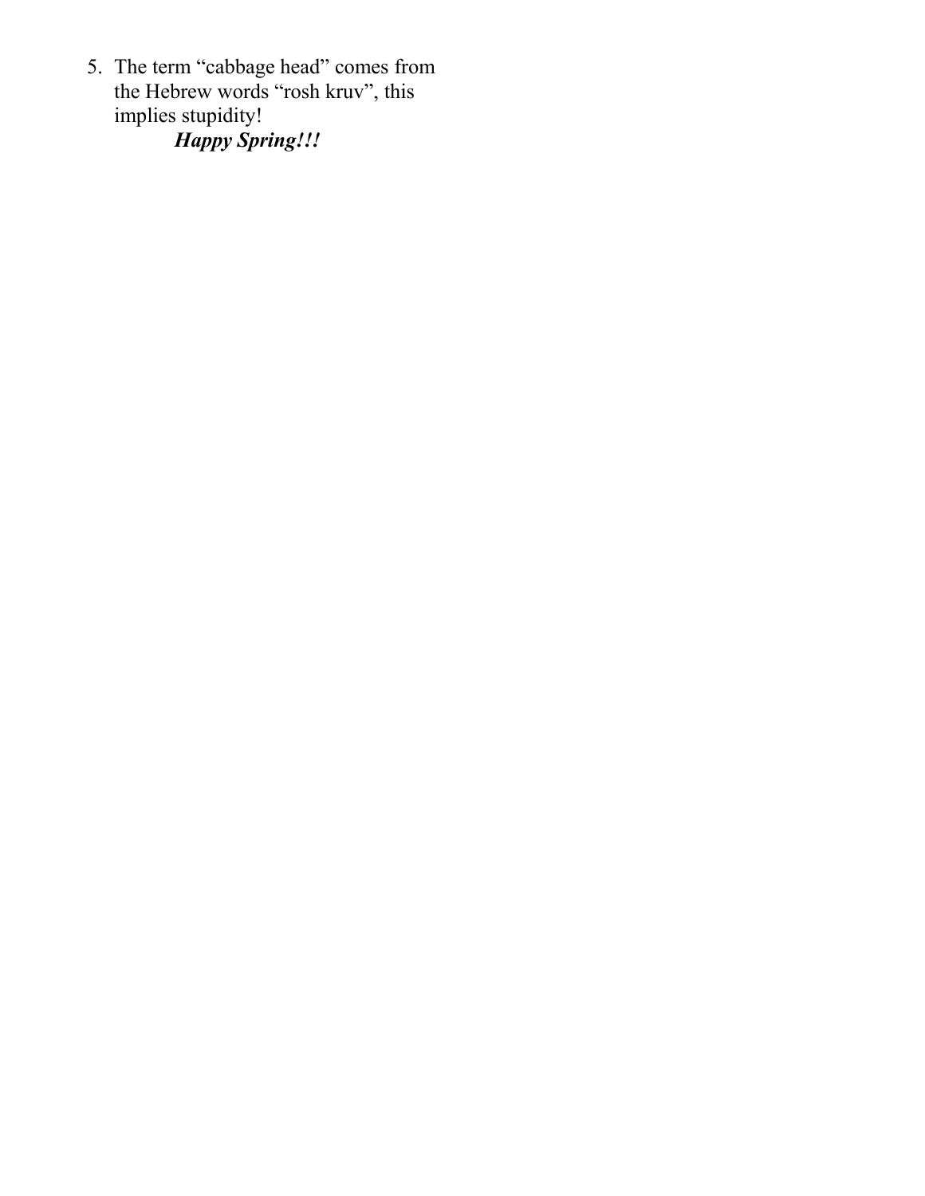5. The term “cabbage head” comes from the Hebrew words “rosh kruv”, this implies stupidity!

***Happy Spring!!!***